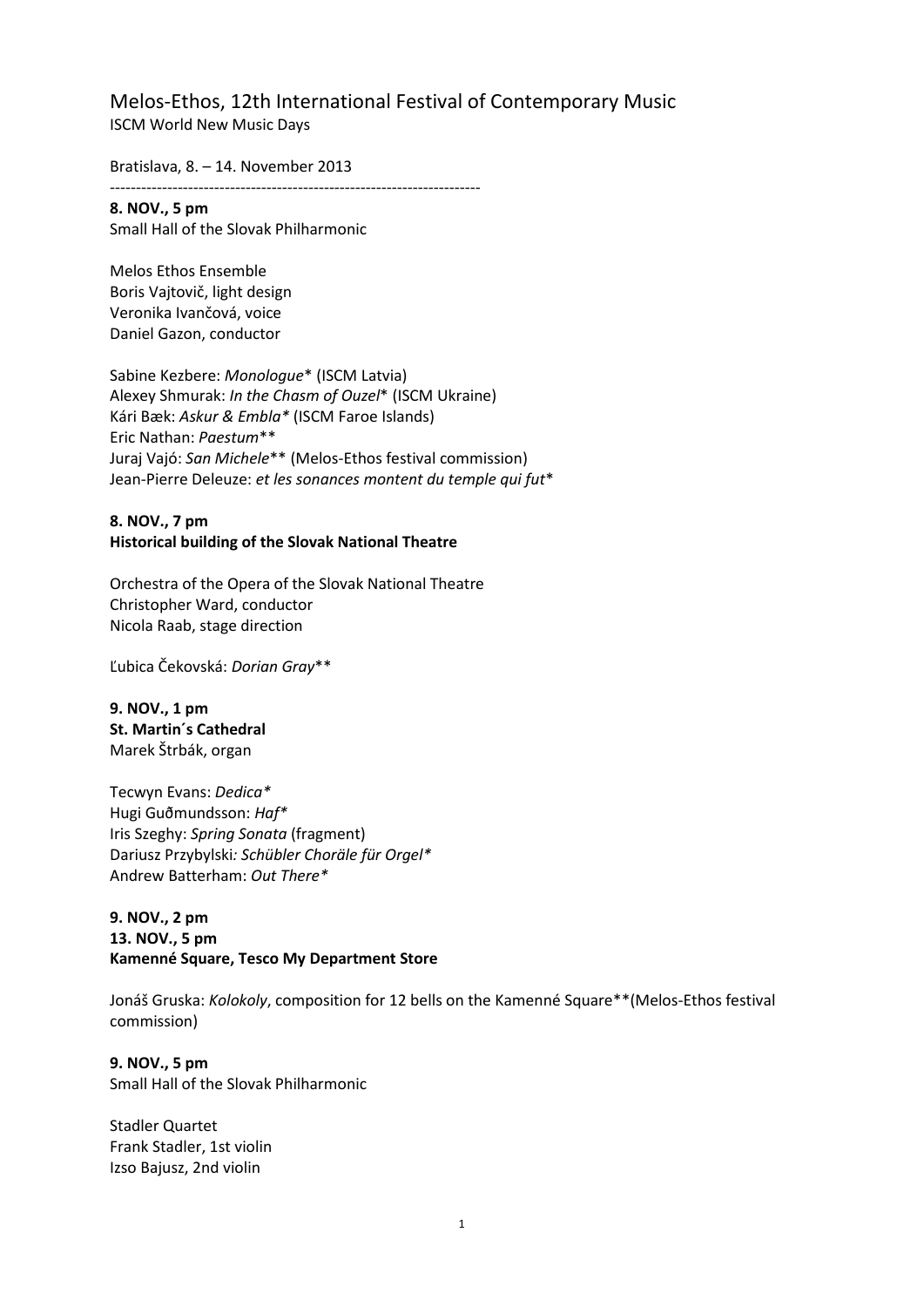# Melos-Ethos, 12th International Festival of Contemporary Music

ISCM World New Music Days

Bratislava, 8. – 14. November 2013

------------------------------------------------------------------------

**8. NOV., 5 pm**
Small Hall of the Slovak Philharmonic

Melos Ethos Ensemble
Boris Vajtovič, light design
Veronika Ivančová, voice
Daniel Gazon, conductor

Sabine Kezbere: *Monologue** (ISCM Latvia)
Alexey Shmurak: *In the Chasm of Ouzel** (ISCM Ukraine)
Kári Bæk: *Askur & Embla** (ISCM Faroe Islands)
Eric Nathan: *Paestum***
Juraj Vajó: *San Michele*** (Melos-Ethos festival commission)
Jean-Pierre Deleuze: *et les sonances montent du temple qui fut**

**8. NOV., 7 pm**
**Historical building of the Slovak National Theatre**

Orchestra of the Opera of the Slovak National Theatre
Christopher Ward, conductor
Nicola Raab, stage direction

Ľubica Čekovská: *Dorian Gray***

**9. NOV., 1 pm**
**St. Martin´s Cathedral**
Marek Štrbák, organ

Tecwyn Evans: *Dedica**
Hugi Guðmundsson: *Haf**
Iris Szeghy: *Spring Sonata* (fragment)
Dariusz Przybylski*: Schübler Choräle für Orgel**
Andrew Batterham: *Out There**

**9. NOV., 2 pm**
**13. NOV., 5 pm**
**Kamenné Square, Tesco My Department Store**

Jonáš Gruska: *Kolokoly*, composition for 12 bells on the Kamenné Square**(Melos-Ethos festival commission)

**9. NOV., 5 pm**
Small Hall of the Slovak Philharmonic

Stadler Quartet
Frank Stadler, 1st violin
Izso Bajusz, 2nd violin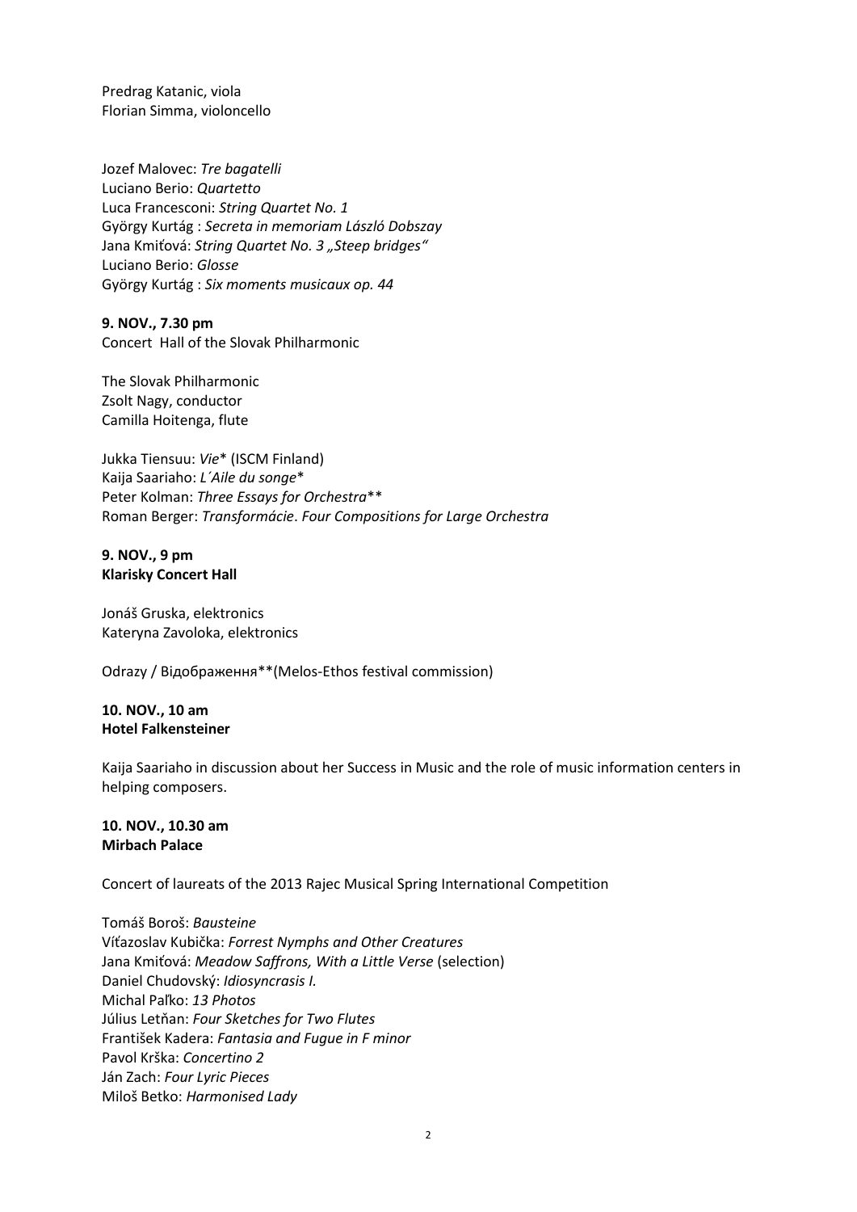Predrag Katanic, viola
Florian Simma, violoncello

Jozef Malovec: *Tre bagatelli*
Luciano Berio: *Quartetto*
Luca Francesconi: *String Quartet No. 1*
György Kurtág : *Secreta in memoriam László Dobszay*
Jana Kmiťová: *String Quartet No. 3 „Steep bridges"*
Luciano Berio: *Glosse*
György Kurtág : *Six moments musicaux op. 44*

**9. NOV., 7.30 pm**
Concert Hall of the Slovak Philharmonic

The Slovak Philharmonic
Zsolt Nagy, conductor
Camilla Hoitenga, flute

Jukka Tiensuu: *Vie** (ISCM Finland)
Kaija Saariaho: *L´Aile du songe**
Peter Kolman: *Three Essays for Orchestra***
Roman Berger: *Transformácie*. *Four Compositions for Large Orchestra*

**9. NOV., 9 pm**
**Klarisky Concert Hall**

Jonáš Gruska, elektronics
Kateryna Zavoloka, elektronics

Odrazy / Відображення**(Melos-Ethos festival commission)

**10. NOV., 10 am**
**Hotel Falkensteiner**

Kaija Saariaho in discussion about her Success in Music and the role of music information centers in helping composers.

**10. NOV., 10.30 am**
**Mirbach Palace**

Concert of laureats of the 2013 Rajec Musical Spring International Competition

Tomáš Boroš: *Bausteine*
Víťazoslav Kubička: *Forrest Nymphs and Other Creatures*
Jana Kmiťová: *Meadow Saffrons, With a Little Verse* (selection)
Daniel Chudovský: *Idiosyncrasis I.*
Michal Paľko: *13 Photos*
Július Letňan: *Four Sketches for Two Flutes*
František Kadera: *Fantasia and Fugue in F minor*
Pavol Krška: *Concertino 2*
Ján Zach: *Four Lyric Pieces*
Miloš Betko: *Harmonised Lady*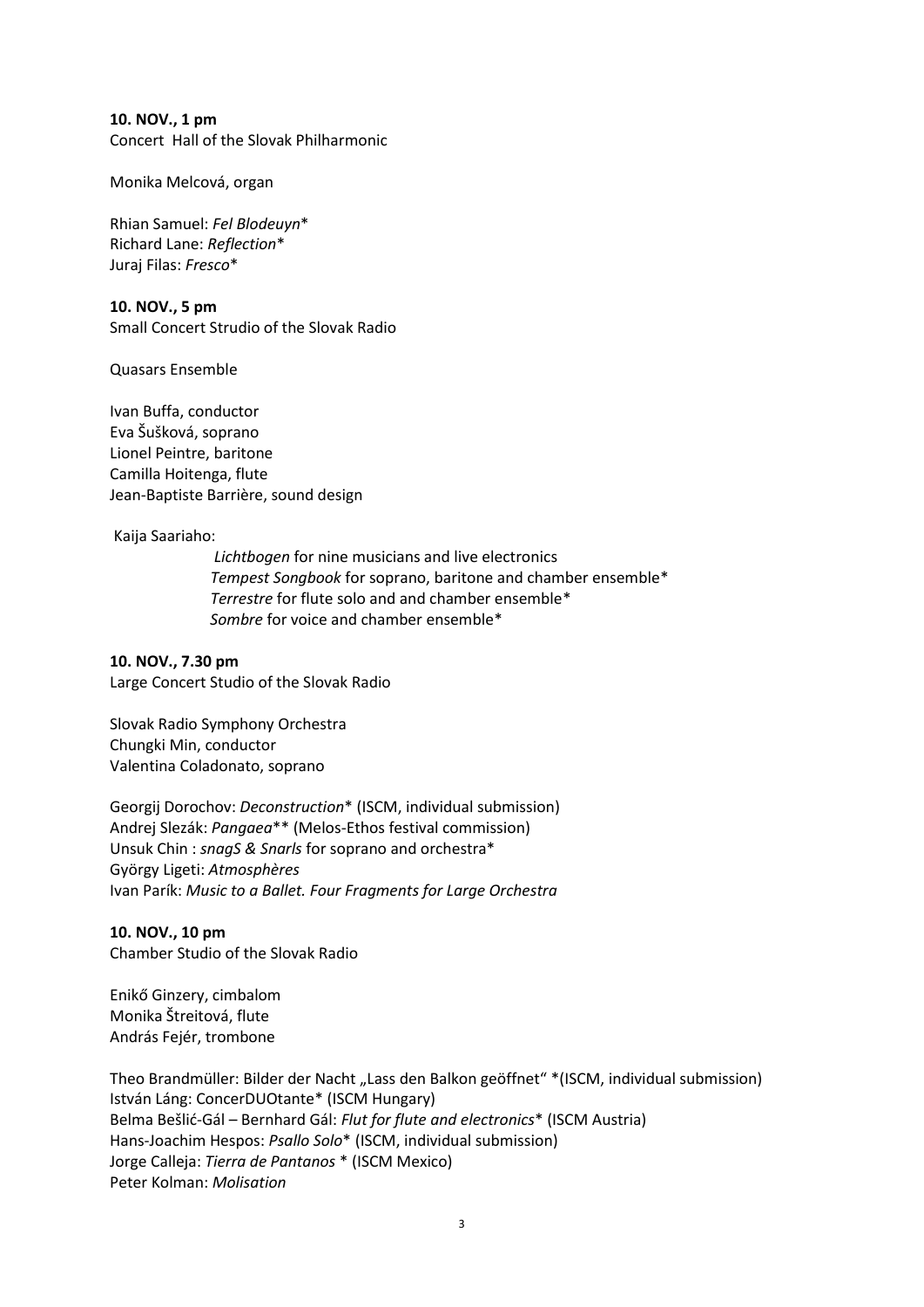**10. NOV., 1 pm**
Concert Hall of the Slovak Philharmonic

Monika Melcová, organ

Rhian Samuel: *Fel Blodeuyn**
Richard Lane: *Reflection**
Juraj Filas: *Fresco**

**10. NOV., 5 pm**
Small Concert Strudio of the Slovak Radio

Quasars Ensemble

Ivan Buffa, conductor
Eva Šušková, soprano
Lionel Peintre, baritone
Camilla Hoitenga, flute
Jean-Baptiste Barrière, sound design

Kaija Saariaho:

*Lichtbogen* for nine musicians and live electronics
*Tempest Songbook* for soprano, baritone and chamber ensemble*
*Terrestre* for flute solo and and chamber ensemble*
*Sombre* for voice and chamber ensemble*

**10. NOV., 7.30 pm**
Large Concert Studio of the Slovak Radio

Slovak Radio Symphony Orchestra
Chungki Min, conductor
Valentina Coladonato, soprano

Georgij Dorochov: *Deconstruction** (ISCM, individual submission)
Andrej Slezák: *Pangaea*** (Melos-Ethos festival commission)
Unsuk Chin : *snagS & Snarls* for soprano and orchestra*
György Ligeti: *Atmosphères*
Ivan Parík: *Music to a Ballet. Four Fragments for Large Orchestra*

**10. NOV., 10 pm**
Chamber Studio of the Slovak Radio

Enikő Ginzery, cimbalom
Monika Štreitová, flute
András Fejér, trombone

Theo Brandmüller: Bilder der Nacht „Lass den Balkon geöffnet" *(ISCM, individual submission)
István Láng: ConcerDUOtante* (ISCM Hungary)
Belma Bešlić-Gál – Bernhard Gál: *Flut for flute and electronics** (ISCM Austria)
Hans-Joachim Hespos: *Psallo Solo** (ISCM, individual submission)
Jorge Calleja: *Tierra de Pantanos* * (ISCM Mexico)
Peter Kolman: *Molisation*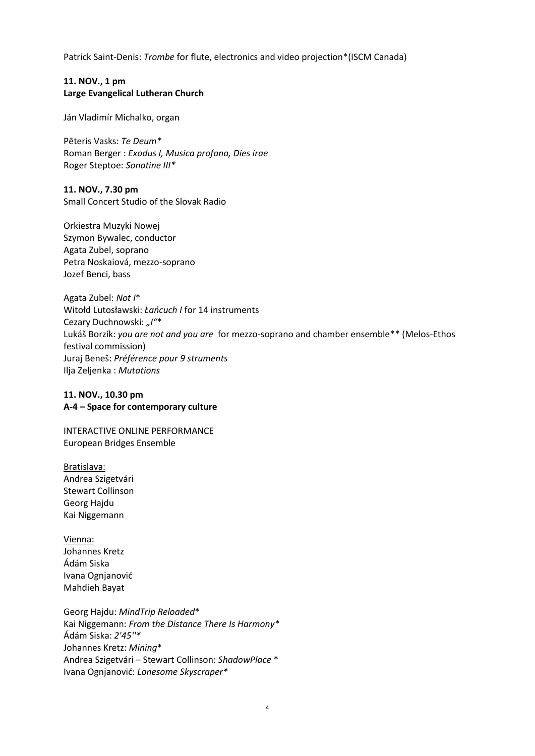Patrick Saint-Denis: *Trombe* for flute, electronics and video projection*(ISCM Canada)

**11. NOV., 1 pm**
**Large Evangelical Lutheran Church**

Ján Vladimír Michalko, organ

Pēteris Vasks: *Te Deum**
Roman Berger : *Exodus I, Musica profana, Dies irae*
Roger Steptoe: *Sonatine III**

**11. NOV., 7.30 pm**
Small Concert Studio of the Slovak Radio

Orkiestra Muzyki Nowej
Szymon Bywalec, conductor
Agata Zubel, soprano
Petra Noskaiová, mezzo-soprano
Jozef Benci, bass

Agata Zubel: *Not I**
Witołd Lutosławski: *Łańcuch I* for 14 instruments
Cezary Duchnowski: *„I“**
Lukáš Borzík: *you are not and you are* for mezzo-soprano and chamber ensemble** (Melos-Ethos festival commission)
Juraj Beneš: *Préférence pour 9 struments*
Ilja Zeljenka : *Mutations*

**11. NOV., 10.30 pm**
**A-4 – Space for contemporary culture**

INTERACTIVE ONLINE PERFORMANCE
European Bridges Ensemble

Bratislava:
Andrea Szigetvári
Stewart Collinson
Georg Hajdu
Kai Niggemann

Vienna:
Johannes Kretz
Ádám Siska
Ivana Ognjanović
Mahdieh Bayat

Georg Hajdu: *MindTrip Reloaded**
Kai Niggemann: *From the Distance There Is Harmony**
Ádám Siska: *2'45''**
Johannes Kretz: *Mining**
Andrea Szigetvári – Stewart Collinson: *ShadowPlace* *
Ivana Ognjanović: *Lonesome Skyscraper**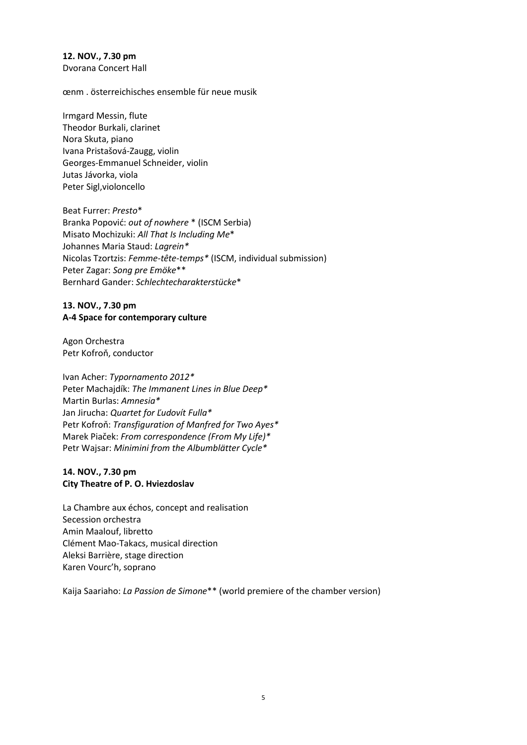**12. NOV., 7.30 pm**
Dvorana Concert Hall

œnm . österreichisches ensemble für neue musik

Irmgard Messin, flute
Theodor Burkali, clarinet
Nora Skuta, piano
Ivana Pristašová-Zaugg, violin
Georges-Emmanuel Schneider, violin
Jutas Jávorka, viola
Peter Sigl,violoncello

Beat Furrer: *Presto**
Branka Popović: *out of nowhere* * (ISCM Serbia)
Misato Mochizuki: *All That Is Including Me**
Johannes Maria Staud: *Lagrein**
Nicolas Tzortzis: *Femme-tête-temps** (ISCM, individual submission)
Peter Zagar: *Song pre Emöke***
Bernhard Gander: *Schlechtecharakterstücke**

**13. NOV., 7.30 pm**
**A-4 Space for contemporary culture**

Agon Orchestra
Petr Kofroň, conductor

Ivan Acher: *Typornamento 2012**
Peter Machajdík: *The Immanent Lines in Blue Deep**
Martin Burlas: *Amnesia**
Jan Jirucha: *Quartet for Ľudovít Fulla**
Petr Kofroň: *Transfiguration of Manfred for Two Ayes**
Marek Piaček: *From correspondence (From My Life)**
Petr Wajsar: *Minimini from the Albumblätter Cycle**

**14. NOV., 7.30 pm**
**City Theatre of P. O. Hviezdoslav**

La Chambre aux échos, concept and realisation
Secession orchestra
Amin Maalouf, libretto
Clément Mao-Takacs, musical direction
Aleksi Barrière, stage direction
Karen Vourc'h, soprano

Kaija Saariaho: *La Passion de Simone*** (world premiere of the chamber version)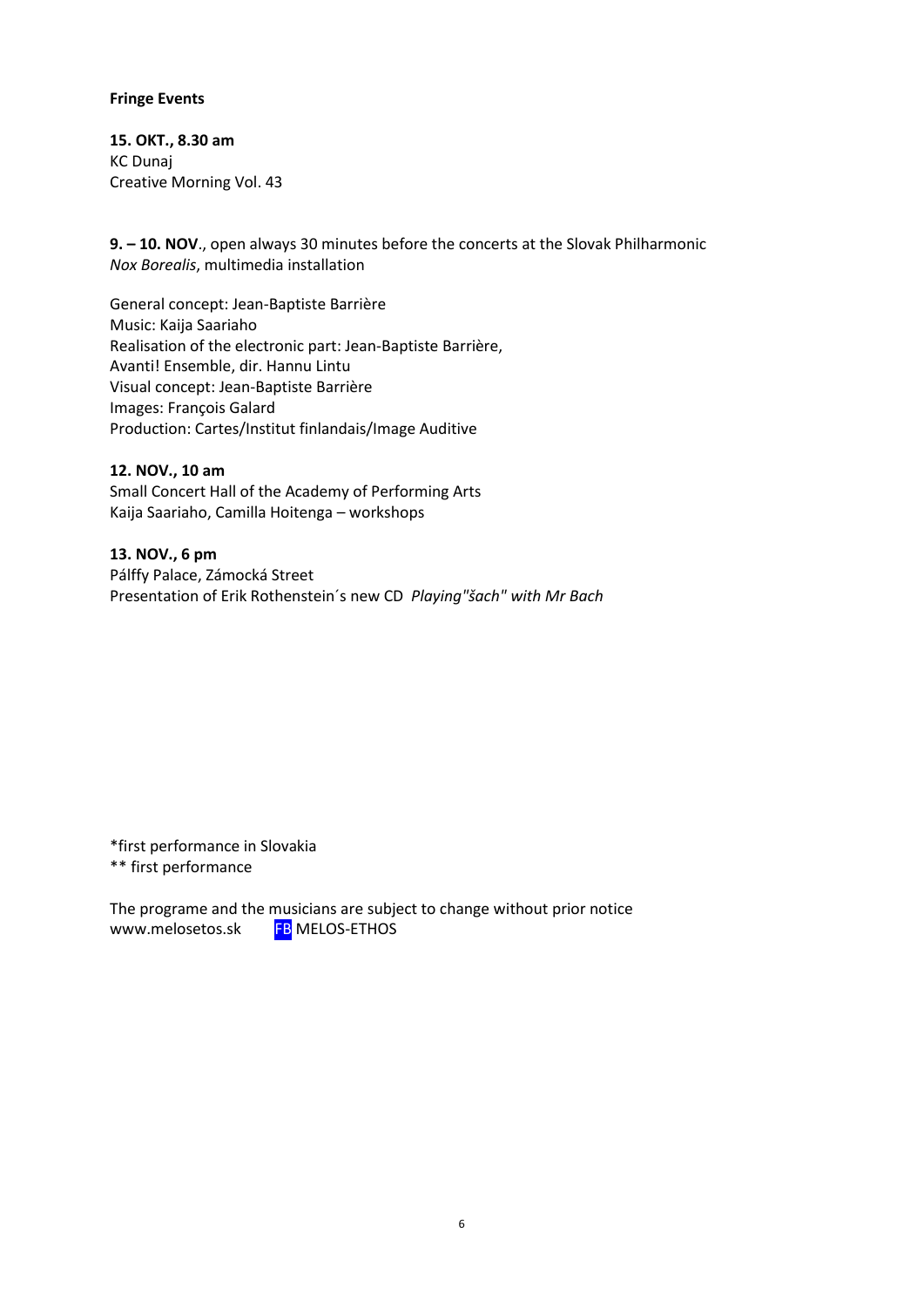**Fringe Events**

**15. OKT., 8.30 am**
KC Dunaj
Creative Morning Vol. 43

**9. – 10. NOV**., open always 30 minutes before the concerts at the Slovak Philharmonic
*Nox Borealis*, multimedia installation

General concept: Jean-Baptiste Barrière
Music: Kaija Saariaho
Realisation of the electronic part: Jean-Baptiste Barrière,
Avanti! Ensemble, dir. Hannu Lintu
Visual concept: Jean-Baptiste Barrière
Images: François Galard
Production: Cartes/Institut finlandais/Image Auditive

**12. NOV., 10 am**
Small Concert Hall of the Academy of Performing Arts
Kaija Saariaho, Camilla Hoitenga – workshops

**13. NOV., 6 pm**
Pálffy Palace, Zámocká Street
Presentation of Erik Rothenstein´s new CD *Playing"šach" with Mr Bach*

*first performance in Slovakia
** first performance

The programe and the musicians are subject to change without prior notice
www.melosetos.sk FB MELOS-ETHOS